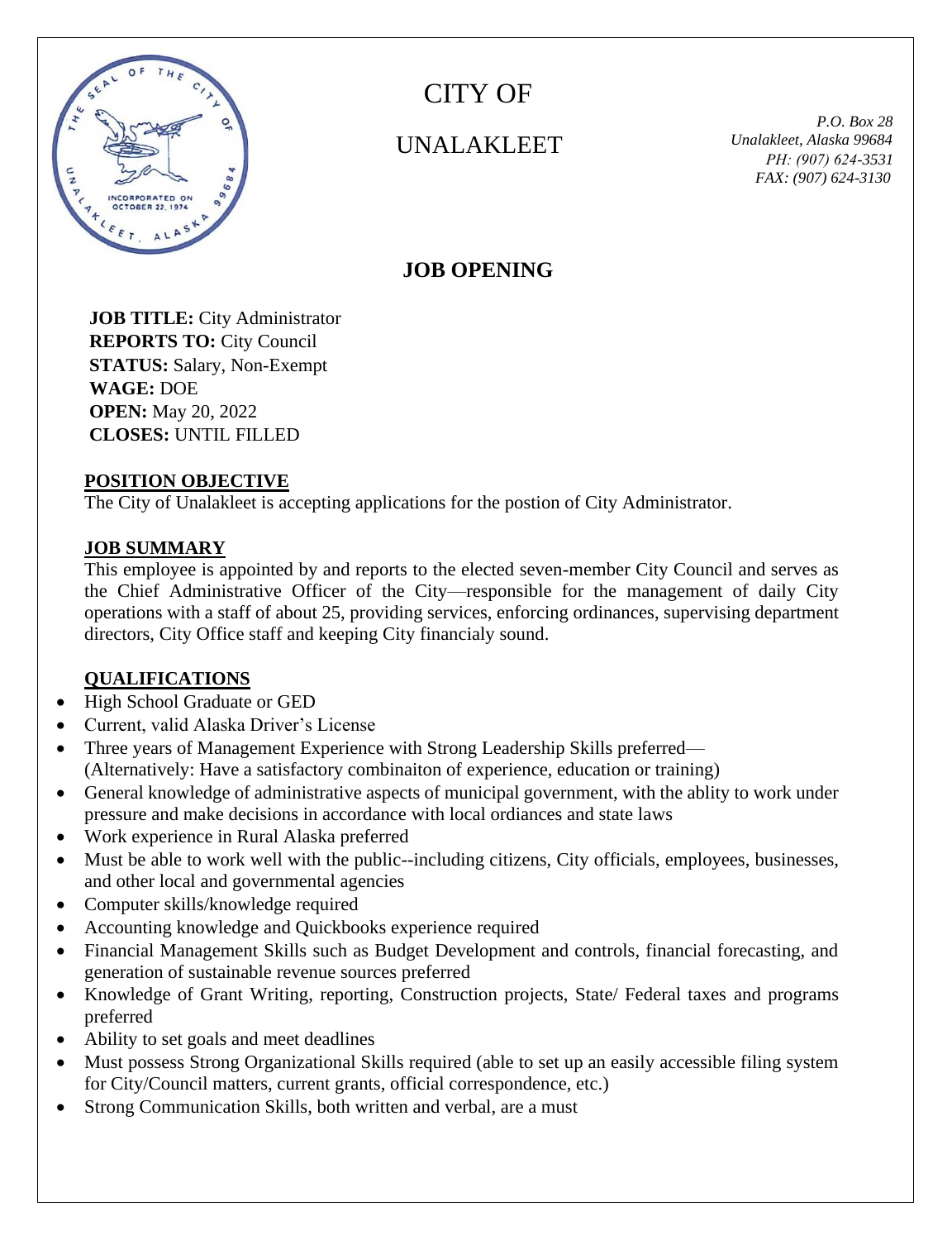# CITY OF

# UNALAKLEET

*P.O. Box 28*
*Unalakleet, Alaska 99684*
*PH: (907) 624-3531*
*FAX: (907) 624-3130*

## JOB OPENING

**JOB TITLE:** City Administrator
**REPORTS TO:** City Council
**STATUS:** Salary, Non-Exempt
**WAGE:** DOE
**OPEN:** May 20, 2022
**CLOSES:** UNTIL FILLED

### POSITION OBJECTIVE

The City of Unalakleet is accepting applications for the postion of City Administrator.

### JOB SUMMARY

This employee is appointed by and reports to the elected seven-member City Council and serves as the Chief Administrative Officer of the City—responsible for the management of daily City operations with a staff of about 25, providing services, enforcing ordinances, supervising department directors, City Office staff and keeping City financialy sound.

### QUALIFICATIONS

- High School Graduate or GED
- Current, valid Alaska Driver's License
- Three years of Management Experience with Strong Leadership Skills preferred—(Alternatively: Have a satisfactory combinaiton of experience, education or training)
- General knowledge of administrative aspects of municipal government, with the ablity to work under pressure and make decisions in accordance with local ordiances and state laws
- Work experience in Rural Alaska preferred
- Must be able to work well with the public--including citizens, City officials, employees, businesses, and other local and governmental agencies
- Computer skills/knowledge required
- Accounting knowledge and Quickbooks experience required
- Financial Management Skills such as Budget Development and controls, financial forecasting, and generation of sustainable revenue sources preferred
- Knowledge of Grant Writing, reporting, Construction projects, State/ Federal taxes and programs preferred
- Ability to set goals and meet deadlines
- Must possess Strong Organizational Skills required (able to set up an easily accessible filing system for City/Council matters, current grants, official correspondence, etc.)
- Strong Communication Skills, both written and verbal, are a must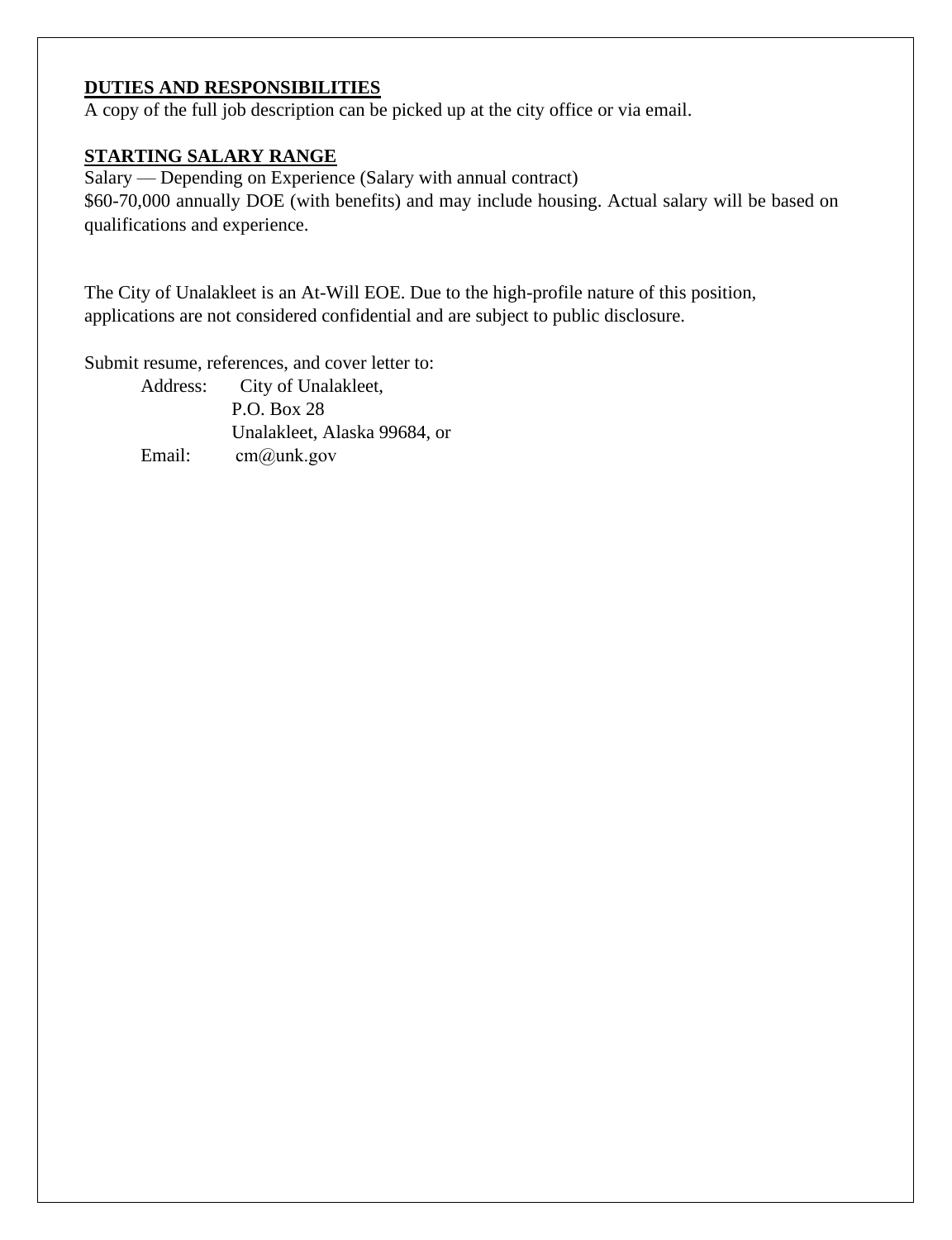**DUTIES AND RESPONSIBILITIES**

A copy of the full job description can be picked up at the city office or via email.

**STARTING SALARY RANGE**

Salary — Depending on Experience (Salary with annual contract)
$60-70,000 annually DOE (with benefits) and may include housing. Actual salary will be based on qualifications and experience.

The City of Unalakleet is an At-Will EOE. Due to the high-profile nature of this position, applications are not considered confidential and are subject to public disclosure.

Submit resume, references, and cover letter to:

Address: City of Unalakleet,
P.O. Box 28
Unalakleet, Alaska 99684, or

Email: cm@unk.gov